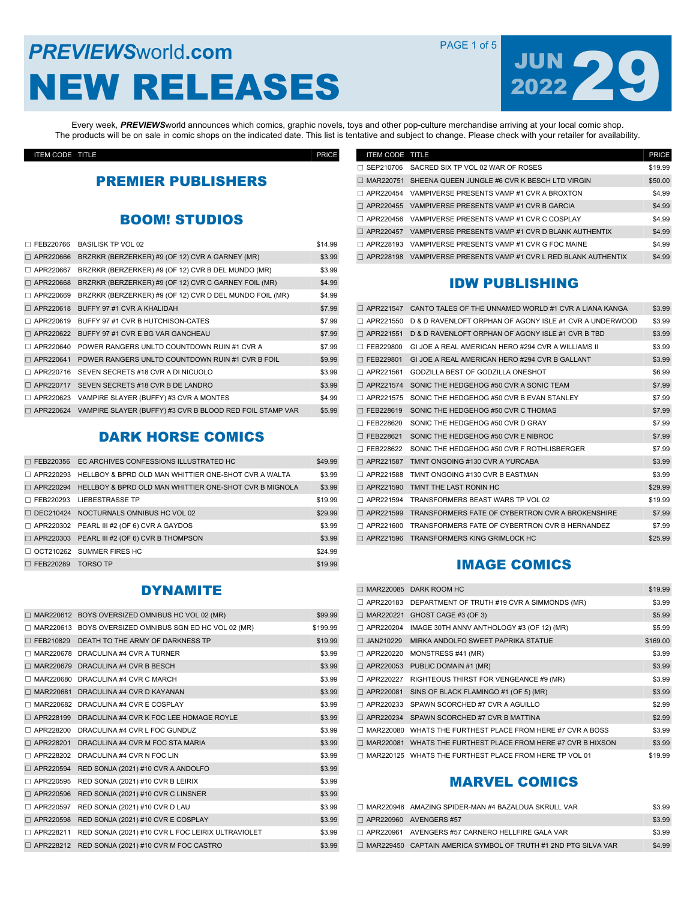# PREVIEWSworld.com NEW RELEASES

## JUN 29 2022

Every week, ***PREVIEWS***world announces which comics, graphic novels, toys and other pop-culture merchandise arriving at your local comic shop. The products will be on sale in comic shops on the indicated date. This list is tentative and subject to change. Please check with your retailer for availability.

## PREMIER PUBLISHERS

### BOOM! STUDIOS

| ITEM CODE | TITLE | PRICE |
|---|---|---|
| FEB220766 | BASILISK TP VOL 02 | $14.99 |
| APR220666 | BRZRKR (BERZERKER) #9 (OF 12) CVR A GARNEY (MR) | $3.99 |
| APR220667 | BRZRKR (BERZERKER) #9 (OF 12) CVR B DEL MUNDO (MR) | $3.99 |
| APR220668 | BRZRKR (BERZERKER) #9 (OF 12) CVR C GARNEY FOIL (MR) | $4.99 |
| APR220669 | BRZRKR (BERZERKER) #9 (OF 12) CVR D DEL MUNDO FOIL (MR) | $4.99 |
| APR220618 | BUFFY 97 #1 CVR A KHALIDAH | $7.99 |
| APR220619 | BUFFY 97 #1 CVR B HUTCHISON-CATES | $7.99 |
| APR220622 | BUFFY 97 #1 CVR E BG VAR GANCHEAU | $7.99 |
| APR220640 | POWER RANGERS UNLTD COUNTDOWN RUIN #1 CVR A | $7.99 |
| APR220641 | POWER RANGERS UNLTD COUNTDOWN RUIN #1 CVR B FOIL | $9.99 |
| APR220716 | SEVEN SECRETS #18 CVR A DI NICUOLO | $3.99 |
| APR220717 | SEVEN SECRETS #18 CVR B DE LANDRO | $3.99 |
| APR220623 | VAMPIRE SLAYER (BUFFY) #3 CVR A MONTES | $4.99 |
| APR220624 | VAMPIRE SLAYER (BUFFY) #3 CVR B BLOOD RED FOIL STAMP VAR | $5.99 |

### DARK HORSE COMICS

| ITEM CODE | TITLE | PRICE |
|---|---|---|
| FEB220356 | EC ARCHIVES CONFESSIONS ILLUSTRATED HC | $49.99 |
| APR220293 | HELLBOY & BPRD OLD MAN WHITTIER ONE-SHOT CVR A WALTA | $3.99 |
| APR220294 | HELLBOY & BPRD OLD MAN WHITTIER ONE-SHOT CVR B MIGNOLA | $3.99 |
| FEB220293 | LIEBESTRASSE TP | $19.99 |
| DEC210424 | NOCTURNALS OMNIBUS HC VOL 02 | $29.99 |
| APR220302 | PEARL III #2 (OF 6) CVR A GAYDOS | $3.99 |
| APR220303 | PEARL III #2 (OF 6) CVR B THOMPSON | $3.99 |
| OCT210262 | SUMMER FIRES HC | $24.99 |
| FEB220289 | TORSO TP | $19.99 |

### DYNAMITE

| ITEM CODE | TITLE | PRICE |
|---|---|---|
| MAR220612 | BOYS OVERSIZED OMNIBUS HC VOL 02 (MR) | $99.99 |
| MAR220613 | BOYS OVERSIZED OMNIBUS SGN ED HC VOL 02 (MR) | $199.99 |
| FEB210829 | DEATH TO THE ARMY OF DARKNESS TP | $19.99 |
| MAR220678 | DRACULINA #4 CVR A TURNER | $3.99 |
| MAR220679 | DRACULINA #4 CVR B BESCH | $3.99 |
| MAR220680 | DRACULINA #4 CVR C MARCH | $3.99 |
| MAR220681 | DRACULINA #4 CVR D KAYANAN | $3.99 |
| MAR220682 | DRACULINA #4 CVR E COSPLAY | $3.99 |
| APR228199 | DRACULINA #4 CVR K FOC LEE HOMAGE ROYLE | $3.99 |
| APR228200 | DRACULINA #4 CVR L FOC GUNDUZ | $3.99 |
| APR228201 | DRACULINA #4 CVR M FOC STA MARIA | $3.99 |
| APR228202 | DRACULINA #4 CVR N FOC LIN | $3.99 |
| APR220594 | RED SONJA (2021) #10 CVR A ANDOLFO | $3.99 |
| APR220595 | RED SONJA (2021) #10 CVR B LEIRIX | $3.99 |
| APR220596 | RED SONJA (2021) #10 CVR C LINSNER | $3.99 |
| APR220597 | RED SONJA (2021) #10 CVR D LAU | $3.99 |
| APR220598 | RED SONJA (2021) #10 CVR E COSPLAY | $3.99 |
| APR228211 | RED SONJA (2021) #10 CVR L FOC LEIRIX ULTRAVIOLET | $3.99 |
| APR228212 | RED SONJA (2021) #10 CVR M FOC CASTRO | $3.99 |
| SEP210706 | SACRED SIX TP VOL 02 WAR OF ROSES | $19.99 |
| MAR220751 | SHEENA QUEEN JUNGLE #6 CVR K BESCH LTD VIRGIN | $50.00 |
| APR220454 | VAMPIVERSE PRESENTS VAMP #1 CVR A BROXTON | $4.99 |
| APR220455 | VAMPIVERSE PRESENTS VAMP #1 CVR B GARCIA | $4.99 |
| APR220456 | VAMPIVERSE PRESENTS VAMP #1 CVR C COSPLAY | $4.99 |
| APR220457 | VAMPIVERSE PRESENTS VAMP #1 CVR D BLANK AUTHENTIX | $4.99 |
| APR228193 | VAMPIVERSE PRESENTS VAMP #1 CVR G FOC MAINE | $4.99 |
| APR228198 | VAMPIVERSE PRESENTS VAMP #1 CVR L RED BLANK AUTHENTIX | $4.99 |

### IDW PUBLISHING

| ITEM CODE | TITLE | PRICE |
|---|---|---|
| APR221547 | CANTO TALES OF THE UNNAMED WORLD #1 CVR A LIANA KANGA | $3.99 |
| APR221550 | D & D RAVENLOFT ORPHAN OF AGONY ISLE #1 CVR A UNDERWOOD | $3.99 |
| APR221551 | D & D RAVENLOFT ORPHAN OF AGONY ISLE #1 CVR B TBD | $3.99 |
| FEB229800 | GI JOE A REAL AMERICAN HERO #294 CVR A WILLIAMS II | $3.99 |
| FEB229801 | GI JOE A REAL AMERICAN HERO #294 CVR B GALLANT | $3.99 |
| APR221561 | GODZILLA BEST OF GODZILLA ONESHOT | $6.99 |
| APR221574 | SONIC THE HEDGEHOG #50 CVR A SONIC TEAM | $7.99 |
| APR221575 | SONIC THE HEDGEHOG #50 CVR B EVAN STANLEY | $7.99 |
| FEB228619 | SONIC THE HEDGEHOG #50 CVR C THOMAS | $7.99 |
| FEB228620 | SONIC THE HEDGEHOG #50 CVR D GRAY | $7.99 |
| FEB228621 | SONIC THE HEDGEHOG #50 CVR E NIBROC | $7.99 |
| FEB228622 | SONIC THE HEDGEHOG #50 CVR F ROTHLISBERGER | $7.99 |
| APR221587 | TMNT ONGOING #130 CVR A YURCABA | $3.99 |
| APR221588 | TMNT ONGOING #130 CVR B EASTMAN | $3.99 |
| APR221590 | TMNT THE LAST RONIN HC | $29.99 |
| APR221594 | TRANSFORMERS BEAST WARS TP VOL 02 | $19.99 |
| APR221599 | TRANSFORMERS FATE OF CYBERTRON CVR A BROKENSHIRE | $7.99 |
| APR221600 | TRANSFORMERS FATE OF CYBERTRON CVR B HERNANDEZ | $7.99 |
| APR221596 | TRANSFORMERS KING GRIMLOCK HC | $25.99 |

### IMAGE COMICS

| ITEM CODE | TITLE | PRICE |
|---|---|---|
| MAR220085 | DARK ROOM HC | $19.99 |
| APR220183 | DEPARTMENT OF TRUTH #19 CVR A SIMMONDS (MR) | $3.99 |
| MAR220221 | GHOST CAGE #3 (OF 3) | $5.99 |
| APR220204 | IMAGE 30TH ANNV ANTHOLOGY #3 (OF 12) (MR) | $5.99 |
| JAN210229 | MIRKA ANDOLFO SWEET PAPRIKA STATUE | $169.00 |
| APR220220 | MONSTRESS #41 (MR) | $3.99 |
| APR220053 | PUBLIC DOMAIN #1 (MR) | $3.99 |
| APR220227 | RIGHTEOUS THIRST FOR VENGEANCE #9 (MR) | $3.99 |
| APR220081 | SINS OF BLACK FLAMINGO #1 (OF 5) (MR) | $3.99 |
| APR220233 | SPAWN SCORCHED #7 CVR A AGUILLO | $2.99 |
| APR220234 | SPAWN SCORCHED #7 CVR B MATTINA | $2.99 |
| MAR220080 | WHATS THE FURTHEST PLACE FROM HERE #7 CVR A BOSS | $3.99 |
| MAR220081 | WHATS THE FURTHEST PLACE FROM HERE #7 CVR B HIXSON | $3.99 |
| MAR220125 | WHATS THE FURTHEST PLACE FROM HERE TP VOL 01 | $19.99 |

### MARVEL COMICS

| ITEM CODE | TITLE | PRICE |
|---|---|---|
| MAR220948 | AMAZING SPIDER-MAN #4 BAZALDUA SKRULL VAR | $3.99 |
| APR220960 | AVENGERS #57 | $3.99 |
| APR220961 | AVENGERS #57 CARNERO HELLFIRE GALA VAR | $3.99 |
| MAR229450 | CAPTAIN AMERICA SYMBOL OF TRUTH #1 2ND PTG SILVA VAR | $4.99 |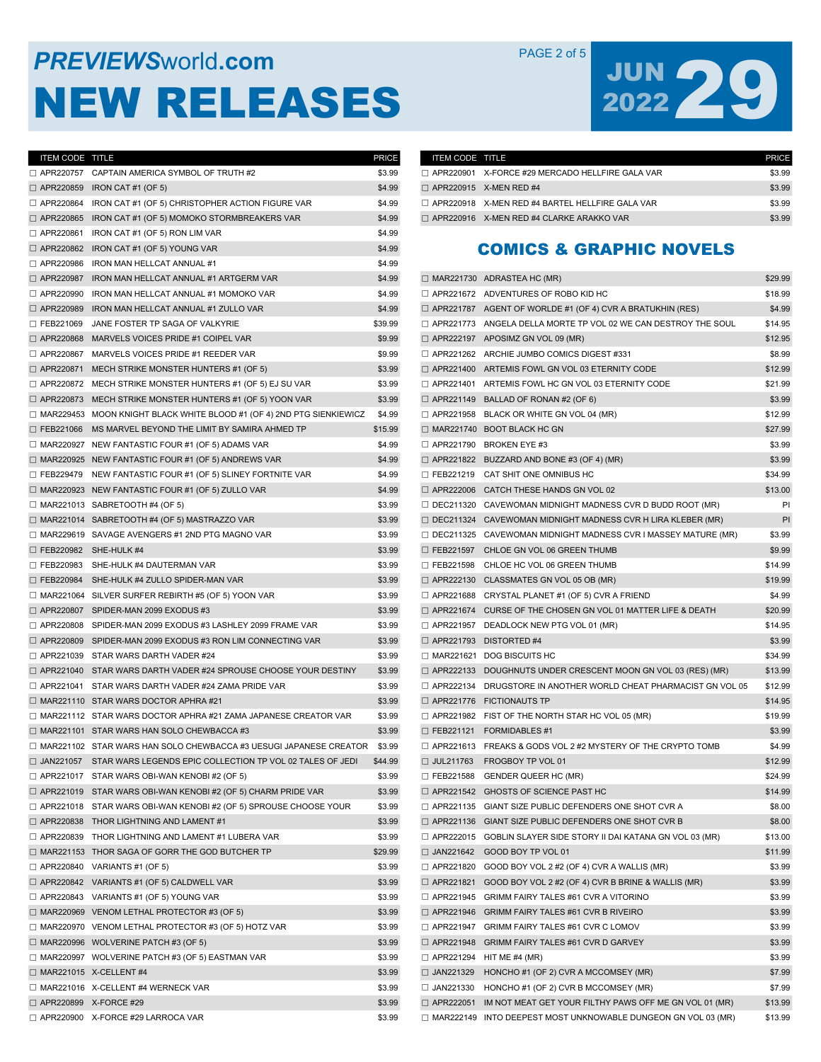# PREVIEWSworld.com NEW RELEASES

JUN 2022 29

| ITEM CODE | TITLE | PRICE |
|---|---|---|
| ☐ APR220757 | CAPTAIN AMERICA SYMBOL OF TRUTH #2 | $3.99 |
| ☐ APR220859 | IRON CAT #1 (OF 5) | $4.99 |
| ☐ APR220864 | IRON CAT #1 (OF 5) CHRISTOPHER ACTION FIGURE VAR | $4.99 |
| ☐ APR220865 | IRON CAT #1 (OF 5) MOMOKO STORMBREAKERS VAR | $4.99 |
| ☐ APR220861 | IRON CAT #1 (OF 5) RON LIM VAR | $4.99 |
| ☐ APR220862 | IRON CAT #1 (OF 5) YOUNG VAR | $4.99 |
| ☐ APR220986 | IRON MAN HELLCAT ANNUAL #1 | $4.99 |
| ☐ APR220987 | IRON MAN HELLCAT ANNUAL #1 ARTGERM VAR | $4.99 |
| ☐ APR220990 | IRON MAN HELLCAT ANNUAL #1 MOMOKO VAR | $4.99 |
| ☐ APR220989 | IRON MAN HELLCAT ANNUAL #1 ZULLO VAR | $4.99 |
| ☐ FEB221069 | JANE FOSTER TP SAGA OF VALKYRIE | $39.99 |
| ☐ APR220868 | MARVELS VOICES PRIDE #1 COIPEL VAR | $9.99 |
| ☐ APR220867 | MARVELS VOICES PRIDE #1 REEDER VAR | $9.99 |
| ☐ APR220871 | MECH STRIKE MONSTER HUNTERS #1 (OF 5) | $3.99 |
| ☐ APR220872 | MECH STRIKE MONSTER HUNTERS #1 (OF 5) EJ SU VAR | $3.99 |
| ☐ APR220873 | MECH STRIKE MONSTER HUNTERS #1 (OF 5) YOON VAR | $3.99 |
| ☐ MAR229453 | MOON KNIGHT BLACK WHITE BLOOD #1 (OF 4) 2ND PTG SIENKIEWICZ | $4.99 |
| ☐ FEB221066 | MS MARVEL BEYOND THE LIMIT BY SAMIRA AHMED TP | $15.99 |
| ☐ MAR220927 | NEW FANTASTIC FOUR #1 (OF 5) ADAMS VAR | $4.99 |
| ☐ MAR220925 | NEW FANTASTIC FOUR #1 (OF 5) ANDREWS VAR | $4.99 |
| ☐ FEB229479 | NEW FANTASTIC FOUR #1 (OF 5) SLINEY FORTNITE VAR | $4.99 |
| ☐ MAR220923 | NEW FANTASTIC FOUR #1 (OF 5) ZULLO VAR | $4.99 |
| ☐ MAR221013 | SABRETOOTH #4 (OF 5) | $3.99 |
| ☐ MAR221014 | SABRETOOTH #4 (OF 5) MASTRAZZO VAR | $3.99 |
| ☐ MAR229619 | SAVAGE AVENGERS #1 2ND PTG MAGNO VAR | $3.99 |
| ☐ FEB220982 | SHE-HULK #4 | $3.99 |
| ☐ FEB220983 | SHE-HULK #4 DAUTERMAN VAR | $3.99 |
| ☐ FEB220984 | SHE-HULK #4 ZULLO SPIDER-MAN VAR | $3.99 |
| ☐ MAR221064 | SILVER SURFER REBIRTH #5 (OF 5) YOON VAR | $3.99 |
| ☐ APR220807 | SPIDER-MAN 2099 EXODUS #3 | $3.99 |
| ☐ APR220808 | SPIDER-MAN 2099 EXODUS #3 LASHLEY 2099 FRAME VAR | $3.99 |
| ☐ APR220809 | SPIDER-MAN 2099 EXODUS #3 RON LIM CONNECTING VAR | $3.99 |
| ☐ APR221039 | STAR WARS DARTH VADER #24 | $3.99 |
| ☐ APR221040 | STAR WARS DARTH VADER #24 SPROUSE CHOOSE YOUR DESTINY | $3.99 |
| ☐ APR221041 | STAR WARS DARTH VADER #24 ZAMA PRIDE VAR | $3.99 |
| ☐ MAR221110 | STAR WARS DOCTOR APHRA #21 | $3.99 |
| ☐ MAR221112 | STAR WARS DOCTOR APHRA #21 ZAMA JAPANESE CREATOR VAR | $3.99 |
| ☐ MAR221101 | STAR WARS HAN SOLO CHEWBACCA #3 | $3.99 |
| ☐ MAR221102 | STAR WARS HAN SOLO CHEWBACCA #3 UESUGI JAPANESE CREATOR | $3.99 |
| ☐ JAN221057 | STAR WARS LEGENDS EPIC COLLECTION TP VOL 02 TALES OF JEDI | $44.99 |
| ☐ APR221017 | STAR WARS OBI-WAN KENOBI #2 (OF 5) | $3.99 |
| ☐ APR221019 | STAR WARS OBI-WAN KENOBI #2 (OF 5) CHARM PRIDE VAR | $3.99 |
| ☐ APR221018 | STAR WARS OBI-WAN KENOBI #2 (OF 5) SPROUSE CHOOSE YOUR | $3.99 |
| ☐ APR220838 | THOR LIGHTNING AND LAMENT #1 | $3.99 |
| ☐ APR220839 | THOR LIGHTNING AND LAMENT #1 LUBERA VAR | $3.99 |
| ☐ MAR221153 | THOR SAGA OF GORR THE GOD BUTCHER TP | $29.99 |
| ☐ APR220840 | VARIANTS #1 (OF 5) | $3.99 |
| ☐ APR220842 | VARIANTS #1 (OF 5) CALDWELL VAR | $3.99 |
| ☐ APR220843 | VARIANTS #1 (OF 5) YOUNG VAR | $3.99 |
| ☐ MAR220969 | VENOM LETHAL PROTECTOR #3 (OF 5) | $3.99 |
| ☐ MAR220970 | VENOM LETHAL PROTECTOR #3 (OF 5) HOTZ VAR | $3.99 |
| ☐ MAR220996 | WOLVERINE PATCH #3 (OF 5) | $3.99 |
| ☐ MAR220997 | WOLVERINE PATCH #3 (OF 5) EASTMAN VAR | $3.99 |
| ☐ MAR221015 | X-CELLENT #4 | $3.99 |
| ☐ MAR221016 | X-CELLENT #4 WERNECK VAR | $3.99 |
| ☐ APR220899 | X-FORCE #29 | $3.99 |
| ☐ APR220900 | X-FORCE #29 LARROCA VAR | $3.99 |
| ☐ APR220901 | X-FORCE #29 MERCADO HELLFIRE GALA VAR | $3.99 |
| ☐ APR220915 | X-MEN RED #4 | $3.99 |
| ☐ APR220918 | X-MEN RED #4 BARTEL HELLFIRE GALA VAR | $3.99 |
| ☐ APR220916 | X-MEN RED #4 CLARKE ARAKKO VAR | $3.99 |

## COMICS & GRAPHIC NOVELS

| ITEM CODE | TITLE | PRICE |
|---|---|---|
| ☐ MAR221730 | ADRASTEA HC (MR) | $29.99 |
| ☐ APR221672 | ADVENTURES OF ROBO KID HC | $18.99 |
| ☐ APR221787 | AGENT OF WORLDE #1 (OF 4) CVR A BRATUKHIN (RES) | $4.99 |
| ☐ APR221773 | ANGELA DELLA MORTE TP VOL 02 WE CAN DESTROY THE SOUL | $14.95 |
| ☐ APR222197 | APOSIMZ GN VOL 09 (MR) | $12.95 |
| ☐ APR221262 | ARCHIE JUMBO COMICS DIGEST #331 | $8.99 |
| ☐ APR221400 | ARTEMIS FOWL GN VOL 03 ETERNITY CODE | $12.99 |
| ☐ APR221401 | ARTEMIS FOWL HC GN VOL 03 ETERNITY CODE | $21.99 |
| ☐ APR221149 | BALLAD OF RONAN #2 (OF 6) | $3.99 |
| ☐ APR221958 | BLACK OR WHITE GN VOL 04 (MR) | $12.99 |
| ☐ MAR221740 | BOOT BLACK HC GN | $27.99 |
| ☐ APR221790 | BROKEN EYE #3 | $3.99 |
| ☐ APR221822 | BUZZARD AND BONE #3 (OF 4) (MR) | $3.99 |
| ☐ FEB221219 | CAT SHIT ONE OMNIBUS HC | $34.99 |
| ☐ APR222006 | CATCH THESE HANDS GN VOL 02 | $13.00 |
| ☐ DEC211320 | CAVEWOMAN MIDNIGHT MADNESS CVR D BUDD ROOT (MR) | PI |
| ☐ DEC211324 | CAVEWOMAN MIDNIGHT MADNESS CVR H LIRA KLEBER (MR) | PI |
| ☐ DEC211325 | CAVEWOMAN MIDNIGHT MADNESS CVR I MASSEY MATURE (MR) | $3.99 |
| ☐ FEB221597 | CHLOE GN VOL 06 GREEN THUMB | $9.99 |
| ☐ FEB221598 | CHLOE HC VOL 06 GREEN THUMB | $14.99 |
| ☐ APR222130 | CLASSMATES GN VOL 05 OB (MR) | $19.99 |
| ☐ APR221688 | CRYSTAL PLANET #1 (OF 5) CVR A FRIEND | $4.99 |
| ☐ APR221674 | CURSE OF THE CHOSEN GN VOL 01 MATTER LIFE & DEATH | $20.99 |
| ☐ APR221957 | DEADLOCK NEW PTG VOL 01 (MR) | $14.95 |
| ☐ APR221793 | DISTORTED #4 | $3.99 |
| ☐ MAR221621 | DOG BISCUITS HC | $34.99 |
| ☐ APR222133 | DOUGHNUTS UNDER CRESCENT MOON GN VOL 03 (RES) (MR) | $13.99 |
| ☐ APR222134 | DRUGSTORE IN ANOTHER WORLD CHEAT PHARMACIST GN VOL 05 | $12.99 |
| ☐ APR221776 | FICTIONAUTS TP | $14.95 |
| ☐ APR221982 | FIST OF THE NORTH STAR HC VOL 05 (MR) | $19.99 |
| ☐ FEB221121 | FORMIDABLES #1 | $3.99 |
| ☐ APR221613 | FREAKS & GODS VOL 2 #2 MYSTERY OF THE CRYPTO TOMB | $4.99 |
| ☐ JUL211763 | FROGBOY TP VOL 01 | $12.99 |
| ☐ FEB221588 | GENDER QUEER HC (MR) | $24.99 |
| ☐ APR221542 | GHOSTS OF SCIENCE PAST HC | $14.99 |
| ☐ APR221135 | GIANT SIZE PUBLIC DEFENDERS ONE SHOT CVR A | $8.00 |
| ☐ APR221136 | GIANT SIZE PUBLIC DEFENDERS ONE SHOT CVR B | $8.00 |
| ☐ APR222015 | GOBLIN SLAYER SIDE STORY II DAI KATANA GN VOL 03 (MR) | $13.00 |
| ☐ JAN221642 | GOOD BOY TP VOL 01 | $11.99 |
| ☐ APR221820 | GOOD BOY VOL 2 #2 (OF 4) CVR A WALLIS (MR) | $3.99 |
| ☐ APR221821 | GOOD BOY VOL 2 #2 (OF 4) CVR B BRINE & WALLIS (MR) | $3.99 |
| ☐ APR221945 | GRIMM FAIRY TALES #61 CVR A VITORINO | $3.99 |
| ☐ APR221946 | GRIMM FAIRY TALES #61 CVR B RIVEIRO | $3.99 |
| ☐ APR221947 | GRIMM FAIRY TALES #61 CVR C LOMOV | $3.99 |
| ☐ APR221948 | GRIMM FAIRY TALES #61 CVR D GARVEY | $3.99 |
| ☐ APR221294 | HIT ME #4 (MR) | $3.99 |
| ☐ JAN221329 | HONCHO #1 (OF 2) CVR A MCCOMSEY (MR) | $7.99 |
| ☐ JAN221330 | HONCHO #1 (OF 2) CVR B MCCOMSEY (MR) | $7.99 |
| ☐ APR222051 | IM NOT MEAT GET YOUR FILTHY PAWS OFF ME GN VOL 01 (MR) | $13.99 |
| ☐ MAR222149 | INTO DEEPEST MOST UNKNOWABLE DUNGEON GN VOL 03 (MR) | $13.99 |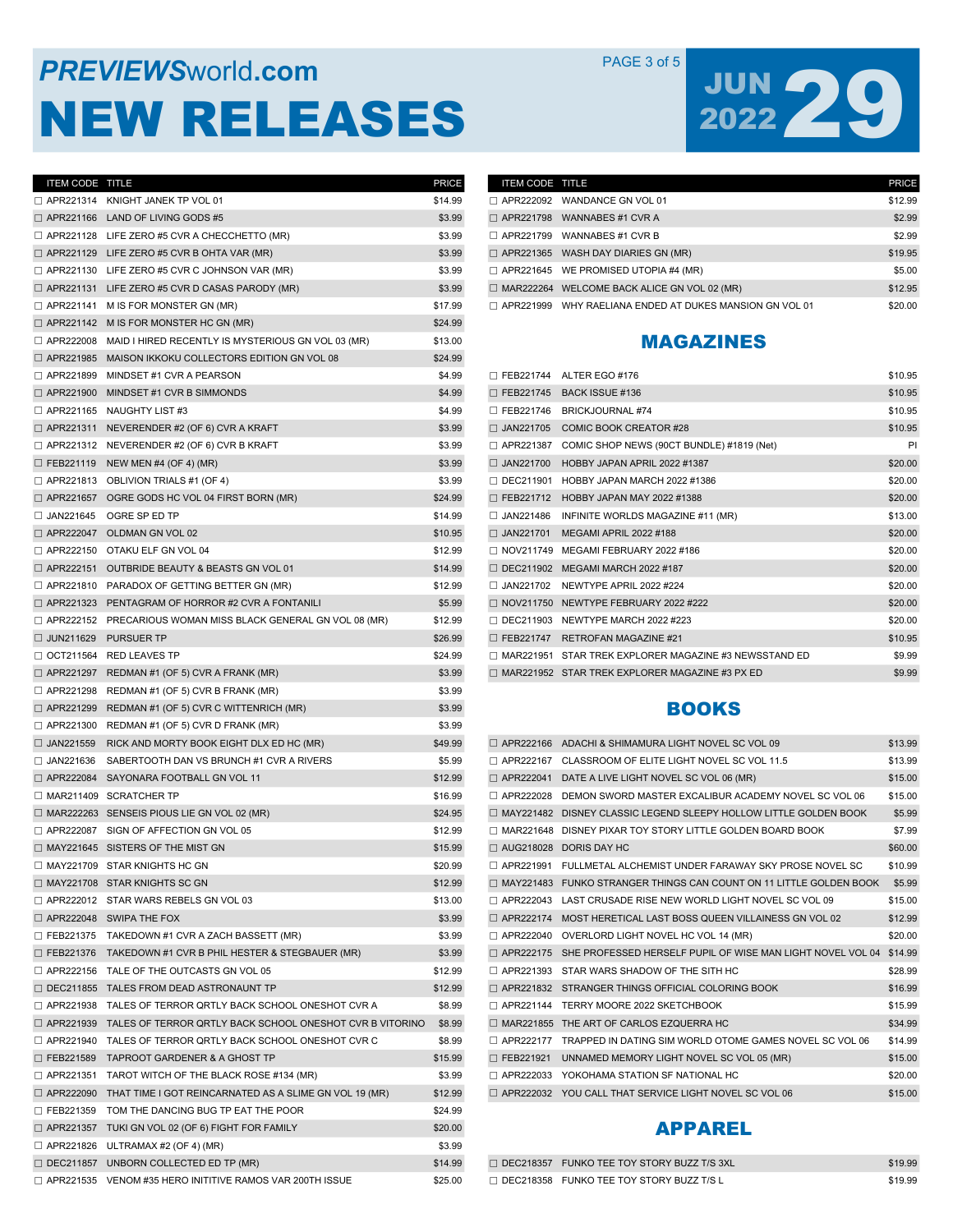# PREVIEWSworld.com NEW RELEASES

## JUN 29 2022

| ITEM CODE | TITLE | PRICE |
|---|---|---|
| APR221314 | KNIGHT JANEK TP VOL 01 | $14.99 |
| APR221166 | LAND OF LIVING GODS #5 | $3.99 |
| APR221128 | LIFE ZERO #5 CVR A CHECCHETTO (MR) | $3.99 |
| APR221129 | LIFE ZERO #5 CVR B OHTA VAR (MR) | $3.99 |
| APR221130 | LIFE ZERO #5 CVR C JOHNSON VAR (MR) | $3.99 |
| APR221131 | LIFE ZERO #5 CVR D CASAS PARODY (MR) | $3.99 |
| APR221141 | M IS FOR MONSTER GN (MR) | $17.99 |
| APR221142 | M IS FOR MONSTER HC GN (MR) | $24.99 |
| APR222008 | MAID I HIRED RECENTLY IS MYSTERIOUS GN VOL 03 (MR) | $13.00 |
| APR221985 | MAISON IKKOKU COLLECTORS EDITION GN VOL 08 | $24.99 |
| APR221899 | MINDSET #1 CVR A PEARSON | $4.99 |
| APR221900 | MINDSET #1 CVR B SIMMONDS | $4.99 |
| APR221165 | NAUGHTY LIST #3 | $4.99 |
| APR221311 | NEVERENDER #2 (OF 6) CVR A KRAFT | $3.99 |
| APR221312 | NEVERENDER #2 (OF 6) CVR B KRAFT | $3.99 |
| FEB221119 | NEW MEN #4 (OF 4) (MR) | $3.99 |
| APR221813 | OBLIVION TRIALS #1 (OF 4) | $3.99 |
| APR221657 | OGRE GODS HC VOL 04 FIRST BORN (MR) | $24.99 |
| JAN221645 | OGRE SP ED TP | $14.99 |
| APR222047 | OLDMAN GN VOL 02 | $10.95 |
| APR222150 | OTAKU ELF GN VOL 04 | $12.99 |
| APR222151 | OUTBRIDE BEAUTY & BEASTS GN VOL 01 | $14.99 |
| APR221810 | PARADOX OF GETTING BETTER GN (MR) | $12.99 |
| APR221323 | PENTAGRAM OF HORROR #2 CVR A FONTANILI | $5.99 |
| APR222152 | PRECARIOUS WOMAN MISS BLACK GENERAL GN VOL 08 (MR) | $12.99 |
| JUN211629 | PURSUER TP | $26.99 |
| OCT211564 | RED LEAVES TP | $24.99 |
| APR221297 | REDMAN #1 (OF 5) CVR A FRANK (MR) | $3.99 |
| APR221298 | REDMAN #1 (OF 5) CVR B FRANK (MR) | $3.99 |
| APR221299 | REDMAN #1 (OF 5) CVR C WITTENRICH (MR) | $3.99 |
| APR221300 | REDMAN #1 (OF 5) CVR D FRANK (MR) | $3.99 |
| JAN221559 | RICK AND MORTY BOOK EIGHT DLX ED HC (MR) | $49.99 |
| JAN221636 | SABERTOOTH DAN VS BRUNCH #1 CVR A RIVERS | $5.99 |
| APR222084 | SAYONARA FOOTBALL GN VOL 11 | $12.99 |
| MAR211409 | SCRATCHER TP | $16.99 |
| MAR222263 | SENSEIS PIOUS LIE GN VOL 02 (MR) | $24.95 |
| APR222087 | SIGN OF AFFECTION GN VOL 05 | $12.99 |
| MAY221645 | SISTERS OF THE MIST GN | $15.99 |
| MAY221709 | STAR KNIGHTS HC GN | $20.99 |
| MAY221708 | STAR KNIGHTS SC GN | $12.99 |
| APR222012 | STAR WARS REBELS GN VOL 03 | $13.00 |
| APR222048 | SWIPA THE FOX | $3.99 |
| FEB221375 | TAKEDOWN #1 CVR A ZACH BASSETT (MR) | $3.99 |
| FEB221376 | TAKEDOWN #1 CVR B PHIL HESTER & STEGBAUER (MR) | $3.99 |
| APR222156 | TALE OF THE OUTCASTS GN VOL 05 | $12.99 |
| DEC211855 | TALES FROM DEAD ASTRONAUNT TP | $12.99 |
| APR221938 | TALES OF TERROR QRTLY BACK SCHOOL ONESHOT CVR A | $8.99 |
| APR221939 | TALES OF TERROR QRTLY BACK SCHOOL ONESHOT CVR B VITORINO | $8.99 |
| APR221940 | TALES OF TERROR QRTLY BACK SCHOOL ONESHOT CVR C | $8.99 |
| FEB221589 | TAPROOT GARDENER & A GHOST TP | $15.99 |
| APR221351 | TAROT WITCH OF THE BLACK ROSE #134 (MR) | $3.99 |
| APR222090 | THAT TIME I GOT REINCARNATED AS A SLIME GN VOL 19 (MR) | $12.99 |
| FEB221359 | TOM THE DANCING BUG TP EAT THE POOR | $24.99 |
| APR221357 | TUKI GN VOL 02 (OF 6) FIGHT FOR FAMILY | $20.00 |
| APR221826 | ULTRAMAX #2 (OF 4) (MR) | $3.99 |
| DEC211857 | UNBORN COLLECTED ED TP (MR) | $14.99 |
| APR221535 | VENOM #35 HERO INITITIVE RAMOS VAR 200TH ISSUE | $25.00 |
| APR222092 | WANDANCE GN VOL 01 | $12.99 |
| APR221798 | WANNABES #1 CVR A | $2.99 |
| APR221799 | WANNABES #1 CVR B | $2.99 |
| APR221365 | WASH DAY DIARIES GN (MR) | $19.95 |
| APR221645 | WE PROMISED UTOPIA #4 (MR) | $5.00 |
| MAR222264 | WELCOME BACK ALICE GN VOL 02 (MR) | $12.95 |
| APR221999 | WHY RAELIANA ENDED AT DUKES MANSION GN VOL 01 | $20.00 |

## MAGAZINES

| ITEM CODE | TITLE | PRICE |
|---|---|---|
| FEB221744 | ALTER EGO #176 | $10.95 |
| FEB221745 | BACK ISSUE #136 | $10.95 |
| FEB221746 | BRICKJOURNAL #74 | $10.95 |
| JAN221705 | COMIC BOOK CREATOR #28 | $10.95 |
| APR221387 | COMIC SHOP NEWS (90CT BUNDLE) #1819 (Net) | PI |
| JAN221700 | HOBBY JAPAN APRIL 2022 #1387 | $20.00 |
| DEC211901 | HOBBY JAPAN MARCH 2022 #1386 | $20.00 |
| FEB221712 | HOBBY JAPAN MAY 2022 #1388 | $20.00 |
| JAN221486 | INFINITE WORLDS MAGAZINE #11 (MR) | $13.00 |
| JAN221701 | MEGAMI APRIL 2022 #188 | $20.00 |
| NOV211749 | MEGAMI FEBRUARY 2022 #186 | $20.00 |
| DEC211902 | MEGAMI MARCH 2022 #187 | $20.00 |
| JAN221702 | NEWTYPE APRIL 2022 #224 | $20.00 |
| NOV211750 | NEWTYPE FEBRUARY 2022 #222 | $20.00 |
| DEC211903 | NEWTYPE MARCH 2022 #223 | $20.00 |
| FEB221747 | RETROFAN MAGAZINE #21 | $10.95 |
| MAR221951 | STAR TREK EXPLORER MAGAZINE #3 NEWSSTAND ED | $9.99 |
| MAR221952 | STAR TREK EXPLORER MAGAZINE #3 PX ED | $9.99 |

## BOOKS

| ITEM CODE | TITLE | PRICE |
|---|---|---|
| APR222166 | ADACHI & SHIMAMURA LIGHT NOVEL SC VOL 09 | $13.99 |
| APR222167 | CLASSROOM OF ELITE LIGHT NOVEL SC VOL 11.5 | $13.99 |
| APR222041 | DATE A LIVE LIGHT NOVEL SC VOL 06 (MR) | $15.00 |
| APR222028 | DEMON SWORD MASTER EXCALIBUR ACADEMY NOVEL SC VOL 06 | $15.00 |
| MAY221482 | DISNEY CLASSIC LEGEND SLEEPY HOLLOW LITTLE GOLDEN BOOK | $5.99 |
| MAR221648 | DISNEY PIXAR TOY STORY LITTLE GOLDEN BOARD BOOK | $7.99 |
| AUG218028 | DORIS DAY HC | $60.00 |
| APR221991 | FULLMETAL ALCHEMIST UNDER FARAWAY SKY PROSE NOVEL SC | $10.99 |
| MAY221483 | FUNKO STRANGER THINGS CAN COUNT ON 11 LITTLE GOLDEN BOOK | $5.99 |
| APR222043 | LAST CRUSADE RISE NEW WORLD LIGHT NOVEL SC VOL 09 | $15.00 |
| APR222174 | MOST HERETICAL LAST BOSS QUEEN VILLAINESS GN VOL 02 | $12.99 |
| APR222040 | OVERLORD LIGHT NOVEL HC VOL 14 (MR) | $20.00 |
| APR222175 | SHE PROFESSED HERSELF PUPIL OF WISE MAN LIGHT NOVEL VOL 04 | $14.99 |
| APR221393 | STAR WARS SHADOW OF THE SITH HC | $28.99 |
| APR221832 | STRANGER THINGS OFFICIAL COLORING BOOK | $16.99 |
| APR221144 | TERRY MOORE 2022 SKETCHBOOK | $15.99 |
| MAR221855 | THE ART OF CARLOS EZQUERRA HC | $34.99 |
| APR222177 | TRAPPED IN DATING SIM WORLD OTOME GAMES NOVEL SC VOL 06 | $14.99 |
| FEB221921 | UNNAMED MEMORY LIGHT NOVEL SC VOL 05 (MR) | $15.00 |
| APR222033 | YOKOHAMA STATION SF NATIONAL HC | $20.00 |
| APR222032 | YOU CALL THAT SERVICE LIGHT NOVEL SC VOL 06 | $15.00 |

## APPAREL

| ITEM CODE | TITLE | PRICE |
|---|---|---|
| DEC218357 | FUNKO TEE TOY STORY BUZZ T/S 3XL | $19.99 |
| DEC218358 | FUNKO TEE TOY STORY BUZZ T/S L | $19.99 |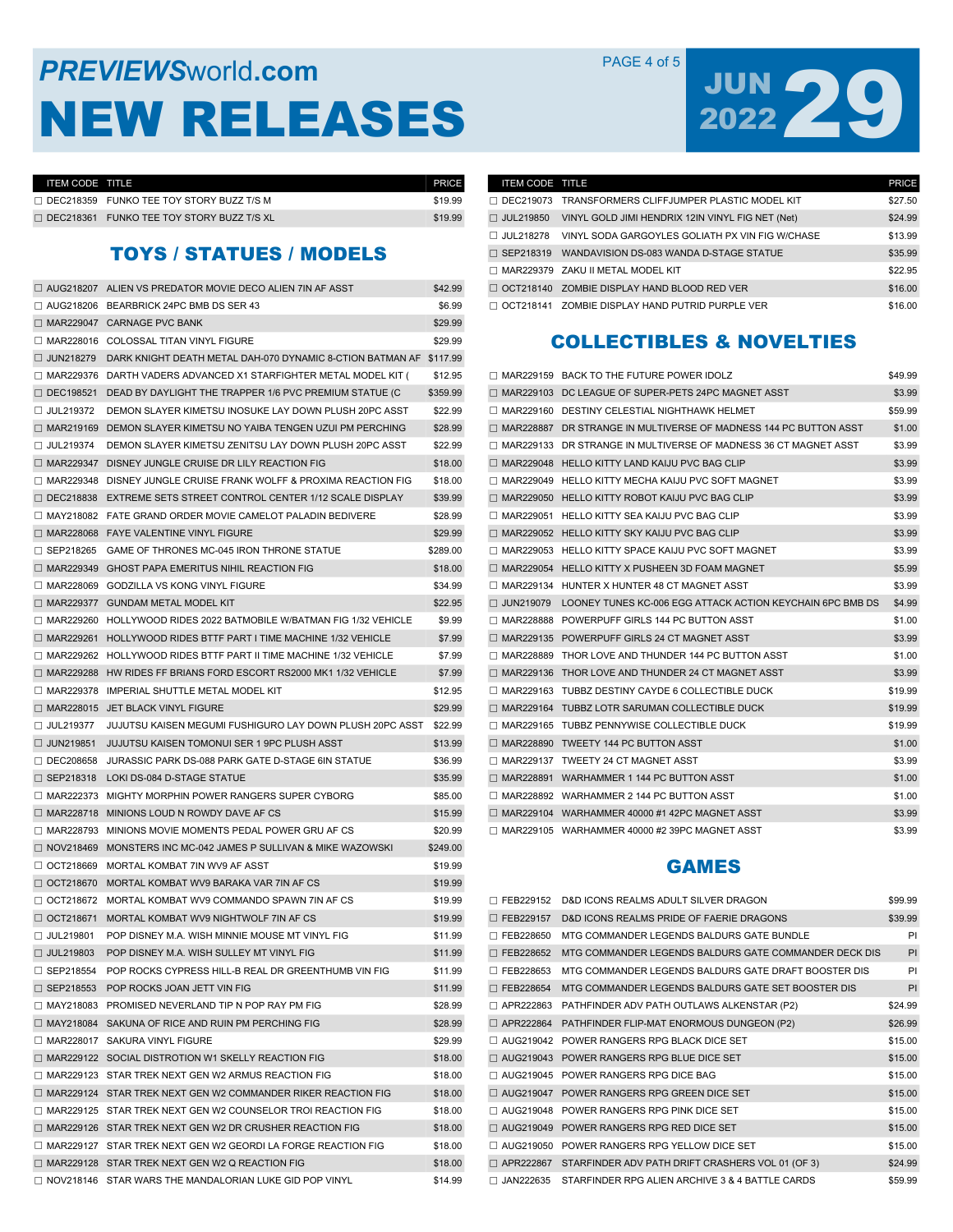# PREVIEWSworld.com NEW RELEASES

JUN 2022 29

| ITEM CODE | TITLE | PRICE |
|---|---|---|
| ☐ DEC218359 | FUNKO TEE TOY STORY BUZZ T/S M | $19.99 |
| ☐ DEC218361 | FUNKO TEE TOY STORY BUZZ T/S XL | $19.99 |

## TOYS / STATUES / MODELS

| ITEM CODE | TITLE | PRICE |
|---|---|---|
| ☐ AUG218207 | ALIEN VS PREDATOR MOVIE DECO ALIEN 7IN AF ASST | $42.99 |
| ☐ AUG218206 | BEARBRICK 24PC BMB DS SER 43 | $6.99 |
| ☐ MAR229047 | CARNAGE PVC BANK | $29.99 |
| ☐ MAR228016 | COLOSSAL TITAN VINYL FIGURE | $29.99 |
| ☐ JUN218279 | DARK KNIGHT DEATH METAL DAH-070 DYNAMIC 8-CTION BATMAN AF | $117.99 |
| ☐ MAR229376 | DARTH VADERS ADVANCED X1 STARFIGHTER METAL MODEL KIT ( | $12.95 |
| ☐ DEC198521 | DEAD BY DAYLIGHT THE TRAPPER 1/6 PVC PREMIUM STATUE (C | $359.99 |
| ☐ JUL219372 | DEMON SLAYER KIMETSU INOSUKE LAY DOWN PLUSH 20PC ASST | $22.99 |
| ☐ MAR219169 | DEMON SLAYER KIMETSU NO YAIBA TENGEN UZUI PM PERCHING | $28.99 |
| ☐ JUL219374 | DEMON SLAYER KIMETSU ZENITSU LAY DOWN PLUSH 20PC ASST | $22.99 |
| ☐ MAR229347 | DISNEY JUNGLE CRUISE DR LILY REACTION FIG | $18.00 |
| ☐ MAR229348 | DISNEY JUNGLE CRUISE FRANK WOLFF & PROXIMA REACTION FIG | $18.00 |
| ☐ DEC218838 | EXTREME SETS STREET CONTROL CENTER 1/12 SCALE DISPLAY | $39.99 |
| ☐ MAY218082 | FATE GRAND ORDER MOVIE CAMELOT PALADIN BEDIVERE | $28.99 |
| ☐ MAR228068 | FAYE VALENTINE VINYL FIGURE | $29.99 |
| ☐ SEP218265 | GAME OF THRONES MC-045 IRON THRONE STATUE | $289.00 |
| ☐ MAR229349 | GHOST PAPA EMERITUS NIHIL REACTION FIG | $18.00 |
| ☐ MAR228069 | GODZILLA VS KONG VINYL FIGURE | $34.99 |
| ☐ MAR229377 | GUNDAM METAL MODEL KIT | $22.95 |
| ☐ MAR229260 | HOLLYWOOD RIDES 2022 BATMOBILE W/BATMAN FIG 1/32 VEHICLE | $9.99 |
| ☐ MAR229261 | HOLLYWOOD RIDES BTTF PART I TIME MACHINE 1/32 VEHICLE | $7.99 |
| ☐ MAR229262 | HOLLYWOOD RIDES BTTF PART II TIME MACHINE 1/32 VEHICLE | $7.99 |
| ☐ MAR229288 | HW RIDES FF BRIANS FORD ESCORT RS2000 MK1 1/32 VEHICLE | $7.99 |
| ☐ MAR229378 | IMPERIAL SHUTTLE METAL MODEL KIT | $12.95 |
| ☐ MAR228015 | JET BLACK VINYL FIGURE | $29.99 |
| ☐ JUL219377 | JUJUTSU KAISEN MEGUMI FUSHIGURO LAY DOWN PLUSH 20PC ASST | $22.99 |
| ☐ JUN219851 | JUJUTSU KAISEN TOMONUI SET 1 9PC PLUSH ASST | $13.99 |
| ☐ DEC208658 | JURASSIC PARK DS-088 PARK GATE D-STAGE 6IN STATUE | $36.99 |
| ☐ SEP218318 | LOKI DS-084 D-STAGE STATUE | $35.99 |
| ☐ MAR222373 | MIGHTY MORPHIN POWER RANGERS SUPER CYBORG | $85.00 |
| ☐ MAR228718 | MINIONS LOUD N ROWDY DAVE AF CS | $15.99 |
| ☐ MAR228793 | MINIONS MOVIE MOMENTS PEDAL POWER GRU AF CS | $20.99 |
| ☐ NOV218469 | MONSTERS INC MC-042 JAMES P SULLIVAN & MIKE WAZOWSKI | $249.00 |
| ☐ OCT218669 | MORTAL KOMBAT 7IN WV9 AF ASST | $19.99 |
| ☐ OCT218670 | MORTAL KOMBAT WV9 BARAKA VAR 7IN AF CS | $19.99 |
| ☐ OCT218672 | MORTAL KOMBAT WV9 COMMANDO SPAWN 7IN AF CS | $19.99 |
| ☐ OCT218671 | MORTAL KOMBAT WV9 NIGHTWOLF 7IN AF CS | $19.99 |
| ☐ JUL219801 | POP DISNEY M.A. WISH MINNIE MOUSE MT VINYL FIG | $11.99 |
| ☐ JUL219803 | POP DISNEY M.A. WISH SULLEY MT VINYL FIG | $11.99 |
| ☐ SEP218554 | POP ROCKS CYPRESS HILL-B REAL DR GREENTHUMB VIN FIG | $11.99 |
| ☐ SEP218553 | POP ROCKS JOAN JETT VIN FIG | $11.99 |
| ☐ MAY218083 | PROMISED NEVERLAND TIP N POP RAY PM FIG | $28.99 |
| ☐ MAY218084 | SAKUNA OF RICE AND RUIN PM PERCHING FIG | $28.99 |
| ☐ MAR228017 | SAKURA VINYL FIGURE | $29.99 |
| ☐ MAR229122 | SOCIAL DISTROTION W1 SKELLY REACTION FIG | $18.00 |
| ☐ MAR229123 | STAR TREK NEXT GEN W2 ARMUS REACTION FIG | $18.00 |
| ☐ MAR229124 | STAR TREK NEXT GEN W2 COMMANDER RIKER REACTION FIG | $18.00 |
| ☐ MAR229125 | STAR TREK NEXT GEN W2 COUNSELOR TROI REACTION FIG | $18.00 |
| ☐ MAR229126 | STAR TREK NEXT GEN W2 DR CRUSHER REACTION FIG | $18.00 |
| ☐ MAR229127 | STAR TREK NEXT GEN W2 GEORDI LA FORGE REACTION FIG | $18.00 |
| ☐ MAR229128 | STAR TREK NEXT GEN W2 Q REACTION FIG | $18.00 |
| ☐ NOV218146 | STAR WARS THE MANDALORIAN LUKE GID POP VINYL | $14.99 |
| ☐ DEC219073 | TRANSFORMERS CLIFFJUMPER PLASTIC MODEL KIT | $27.50 |
| ☐ JUL219850 | VINYL GOLD JIMI HENDRIX 12IN VINYL FIG NET (Net) | $24.99 |
| ☐ JUL218278 | VINYL SODA GARGOYLES GOLIATH PX VIN FIG W/CHASE | $13.99 |
| ☐ SEP218319 | WANDAVISION DS-083 WANDA D-STAGE STATUE | $35.99 |
| ☐ MAR229379 | ZAKU II METAL MODEL KIT | $22.95 |
| ☐ OCT218140 | ZOMBIE DISPLAY HAND BLOOD RED VER | $16.00 |
| ☐ OCT218141 | ZOMBIE DISPLAY HAND PUTRID PURPLE VER | $16.00 |

## COLLECTIBLES & NOVELTIES

| ITEM CODE | TITLE | PRICE |
|---|---|---|
| ☐ MAR229159 | BACK TO THE FUTURE POWER IDOLZ | $49.99 |
| ☐ MAR229103 | DC LEAGUE OF SUPER-PETS 24PC MAGNET ASST | $3.99 |
| ☐ MAR229160 | DESTINY CELESTIAL NIGHTHAWK HELMET | $59.99 |
| ☐ MAR228887 | DR STRANGE IN MULTIVERSE OF MADNESS 144 PC BUTTON ASST | $1.00 |
| ☐ MAR229133 | DR STRANGE IN MULTIVERSE OF MADNESS 36 CT MAGNET ASST | $3.99 |
| ☐ MAR229048 | HELLO KITTY LAND KAIJU PVC BAG CLIP | $3.99 |
| ☐ MAR229049 | HELLO KITTY MECHA KAIJU PVC SOFT MAGNET | $3.99 |
| ☐ MAR229050 | HELLO KITTY ROBOT KAIJU PVC BAG CLIP | $3.99 |
| ☐ MAR229051 | HELLO KITTY SEA KAIJU PVC BAG CLIP | $3.99 |
| ☐ MAR229052 | HELLO KITTY SKY KAIJU PVC BAG CLIP | $3.99 |
| ☐ MAR229053 | HELLO KITTY SPACE KAIJU PVC SOFT MAGNET | $3.99 |
| ☐ MAR229054 | HELLO KITTY X PUSHEEN 3D FOAM MAGNET | $5.99 |
| ☐ MAR229134 | HUNTER X HUNTER 48 CT MAGNET ASST | $3.99 |
| ☐ JUN219079 | LOONEY TUNES KC-006 EGG ATTACK ACTION KEYCHAIN 6PC BMB DS | $4.99 |
| ☐ MAR228888 | POWERPUFF GIRLS 144 PC BUTTON ASST | $1.00 |
| ☐ MAR229135 | POWERPUFF GIRLS 24 CT MAGNET ASST | $3.99 |
| ☐ MAR228889 | THOR LOVE AND THUNDER 144 PC BUTTON ASST | $1.00 |
| ☐ MAR229136 | THOR LOVE AND THUNDER 24 CT MAGNET ASST | $3.99 |
| ☐ MAR229163 | TUBBZ DESTINY CAYDE 6 COLLECTIBLE DUCK | $19.99 |
| ☐ MAR229164 | TUBBZ LOTR SARUMAN COLLECTIBLE DUCK | $19.99 |
| ☐ MAR229165 | TUBBZ PENNYWISE COLLECTIBLE DUCK | $19.99 |
| ☐ MAR228890 | TWEETY 144 PC BUTTON ASST | $1.00 |
| ☐ MAR229137 | TWEETY 24 CT MAGNET ASST | $3.99 |
| ☐ MAR228891 | WARHAMMER 1 144 PC BUTTON ASST | $1.00 |
| ☐ MAR228892 | WARHAMMER 2 144 PC BUTTON ASST | $1.00 |
| ☐ MAR229104 | WARHAMMER 40000 #1 42PC MAGNET ASST | $3.99 |
| ☐ MAR229105 | WARHAMMER 40000 #2 39PC MAGNET ASST | $3.99 |

## GAMES

| ITEM CODE | TITLE | PRICE |
|---|---|---|
| ☐ FEB229152 | D&D ICONS REALMS ADULT SILVER DRAGON | $99.99 |
| ☐ FEB229157 | D&D ICONS REALMS PRIDE OF FAERIE DRAGONS | $39.99 |
| ☐ FEB228650 | MTG COMMANDER LEGENDS BALDURS GATE BUNDLE | PI |
| ☐ FEB228652 | MTG COMMANDER LEGENDS BALDURS GATE COMMANDER DECK DIS | PI |
| ☐ FEB228653 | MTG COMMANDER LEGENDS BALDURS GATE DRAFT BOOSTER DIS | PI |
| ☐ FEB228654 | MTG COMMANDER LEGENDS BALDURS GATE SET BOOSTER DIS | PI |
| ☐ APR222863 | PATHFINDER ADV PATH OUTLAWS ALKENSTAR (P2) | $24.99 |
| ☐ APR222864 | PATHFINDER FLIP-MAT ENORMOUS DUNGEON (P2) | $26.99 |
| ☐ AUG219042 | POWER RANGERS RPG BLACK DICE SET | $15.00 |
| ☐ AUG219043 | POWER RANGERS RPG BLUE DICE SET | $15.00 |
| ☐ AUG219045 | POWER RANGERS RPG DICE BAG | $15.00 |
| ☐ AUG219047 | POWER RANGERS RPG GREEN DICE SET | $15.00 |
| ☐ AUG219048 | POWER RANGERS RPG PINK DICE SET | $15.00 |
| ☐ AUG219049 | POWER RANGERS RPG RED DICE SET | $15.00 |
| ☐ AUG219050 | POWER RANGERS RPG YELLOW DICE SET | $15.00 |
| ☐ APR222867 | STARFINDER ADV PATH DRIFT CRASHERS VOL 01 (OF 3) | $24.99 |
| ☐ JAN222635 | STARFINDER RPG ALIEN ARCHIVE 3 & 4 BATTLE CARDS | $59.99 |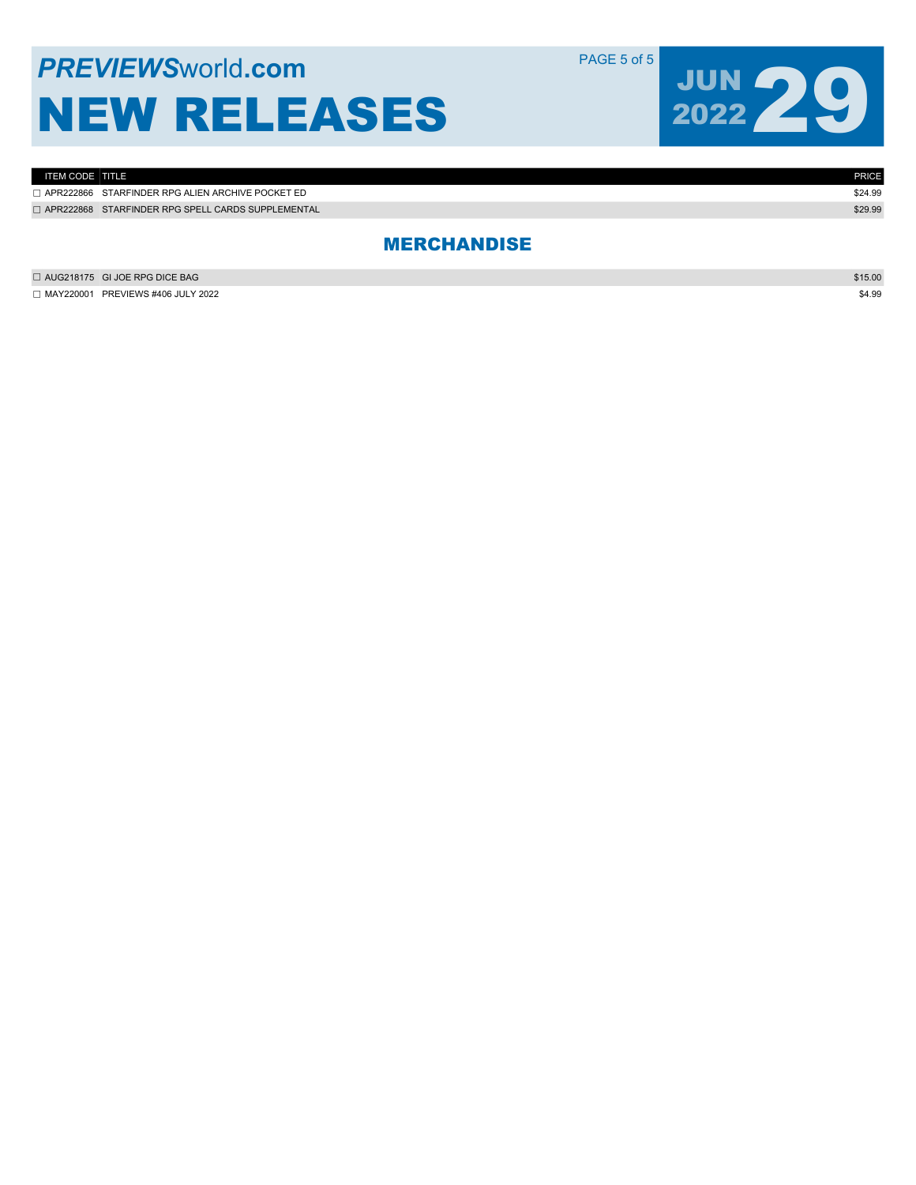# PREVIEWSworld.com NEW RELEASES

JUN 2022 29

| ITEM CODE | TITLE | PRICE |
|---|---|---|
| ☐ APR222866 | STARFINDER RPG ALIEN ARCHIVE POCKET ED | $24.99 |
| ☐ APR222868 | STARFINDER RPG SPELL CARDS SUPPLEMENTAL | $29.99 |

## MERCHANDISE

| | | |
|---|---|---|
| ☐ AUG218175 | GI JOE RPG DICE BAG | $15.00 |
| ☐ MAY220001 | PREVIEWS #406 JULY 2022 | $4.99 |